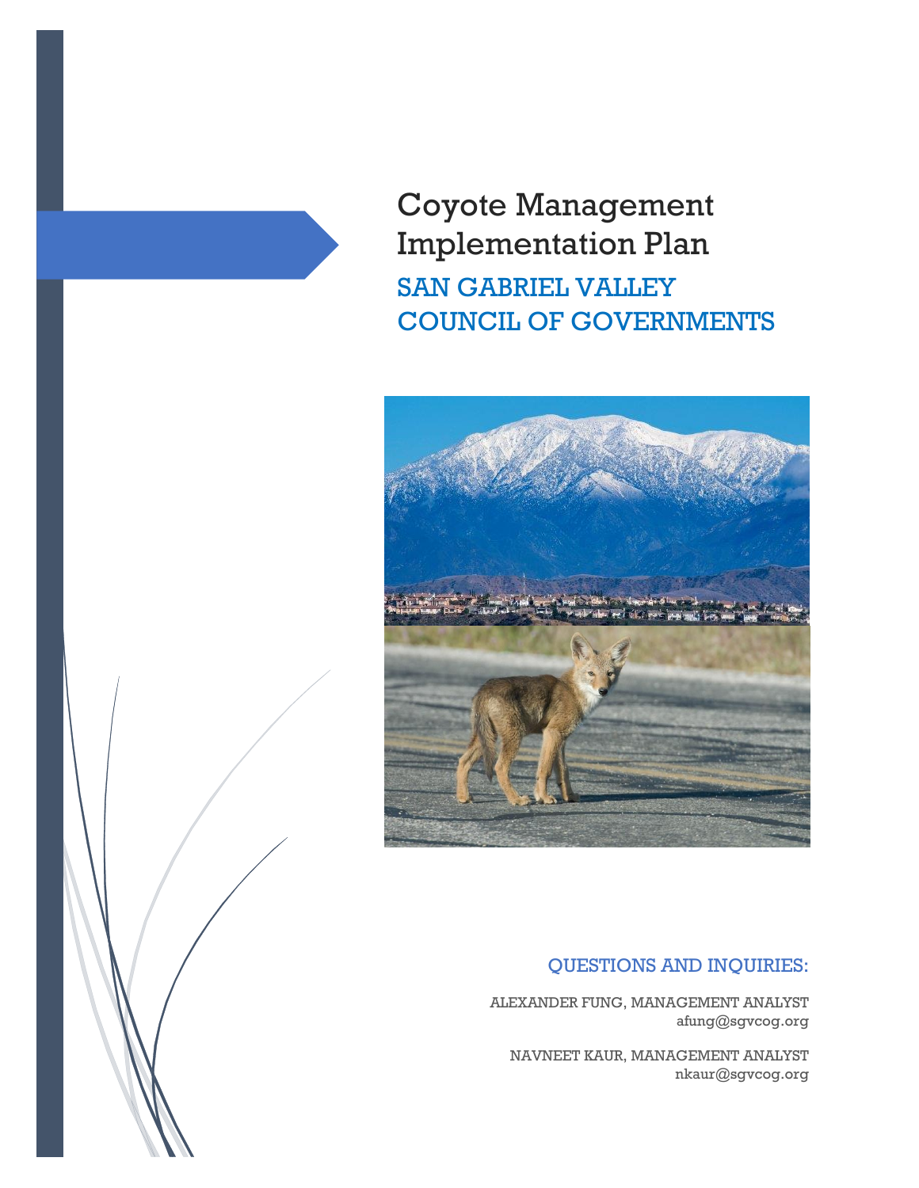# Coyote Management Implementation Plan

## SAN GABRIEL VALLEY COUNCIL OF GOVERNMENTS

### QUESTIONS AND INQUIRIES:

ALEXANDER FUNG, MANAGEMENT ANALYST
afung@sgvcog.org

NAVNEET KAUR, MANAGEMENT ANALYST
nkaur@sgvcog.org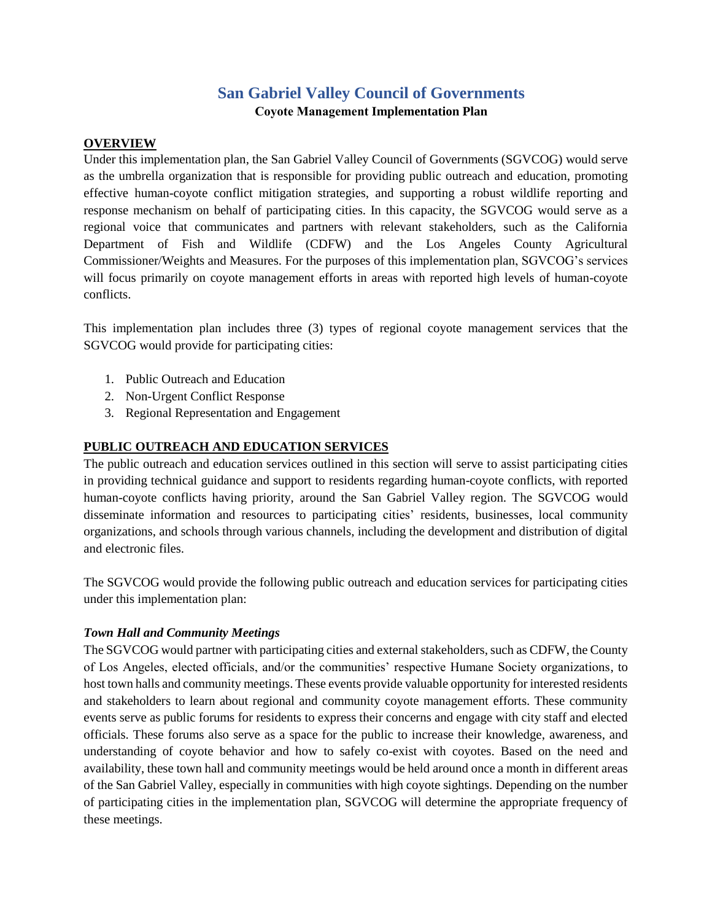# San Gabriel Valley Council of Governments

**Coyote Management Implementation Plan**

## OVERVIEW

Under this implementation plan, the San Gabriel Valley Council of Governments (SGVCOG) would serve as the umbrella organization that is responsible for providing public outreach and education, promoting effective human-coyote conflict mitigation strategies, and supporting a robust wildlife reporting and response mechanism on behalf of participating cities. In this capacity, the SGVCOG would serve as a regional voice that communicates and partners with relevant stakeholders, such as the California Department of Fish and Wildlife (CDFW) and the Los Angeles County Agricultural Commissioner/Weights and Measures. For the purposes of this implementation plan, SGVCOG's services will focus primarily on coyote management efforts in areas with reported high levels of human-coyote conflicts.

This implementation plan includes three (3) types of regional coyote management services that the SGVCOG would provide for participating cities:

1. Public Outreach and Education
2. Non-Urgent Conflict Response
3. Regional Representation and Engagement

## PUBLIC OUTREACH AND EDUCATION SERVICES

The public outreach and education services outlined in this section will serve to assist participating cities in providing technical guidance and support to residents regarding human-coyote conflicts, with reported human-coyote conflicts having priority, around the San Gabriel Valley region. The SGVCOG would disseminate information and resources to participating cities' residents, businesses, local community organizations, and schools through various channels, including the development and distribution of digital and electronic files.

The SGVCOG would provide the following public outreach and education services for participating cities under this implementation plan:

### *Town Hall and Community Meetings*

The SGVCOG would partner with participating cities and external stakeholders, such as CDFW, the County of Los Angeles, elected officials, and/or the communities' respective Humane Society organizations, to host town halls and community meetings. These events provide valuable opportunity for interested residents and stakeholders to learn about regional and community coyote management efforts. These community events serve as public forums for residents to express their concerns and engage with city staff and elected officials. These forums also serve as a space for the public to increase their knowledge, awareness, and understanding of coyote behavior and how to safely co-exist with coyotes. Based on the need and availability, these town hall and community meetings would be held around once a month in different areas of the San Gabriel Valley, especially in communities with high coyote sightings. Depending on the number of participating cities in the implementation plan, SGVCOG will determine the appropriate frequency of these meetings.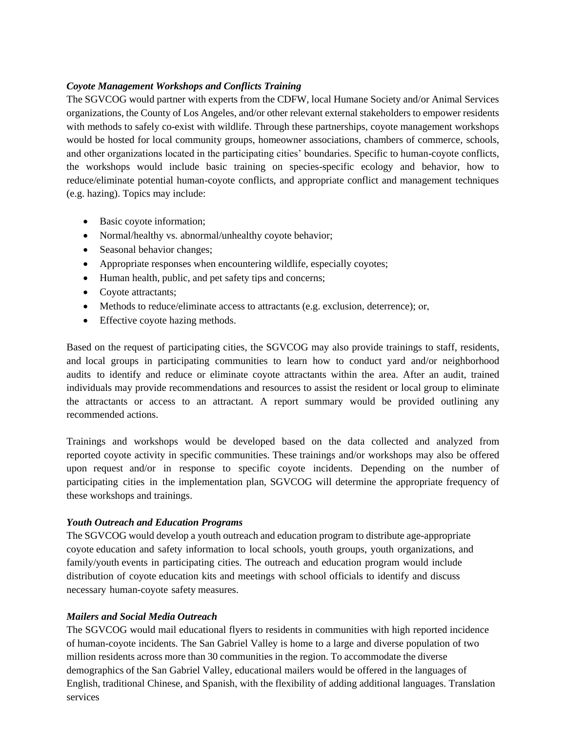***Coyote Management Workshops and Conflicts Training***

The SGVCOG would partner with experts from the CDFW, local Humane Society and/or Animal Services organizations, the County of Los Angeles, and/or other relevant external stakeholders to empower residents with methods to safely co-exist with wildlife. Through these partnerships, coyote management workshops would be hosted for local community groups, homeowner associations, chambers of commerce, schools, and other organizations located in the participating cities' boundaries. Specific to human-coyote conflicts, the workshops would include basic training on species-specific ecology and behavior, how to reduce/eliminate potential human-coyote conflicts, and appropriate conflict and management techniques (e.g. hazing). Topics may include:

- Basic coyote information;
- Normal/healthy vs. abnormal/unhealthy coyote behavior;
- Seasonal behavior changes;
- Appropriate responses when encountering wildlife, especially coyotes;
- Human health, public, and pet safety tips and concerns;
- Coyote attractants;
- Methods to reduce/eliminate access to attractants (e.g. exclusion, deterrence); or,
- Effective coyote hazing methods.

Based on the request of participating cities, the SGVCOG may also provide trainings to staff, residents, and local groups in participating communities to learn how to conduct yard and/or neighborhood audits to identify and reduce or eliminate coyote attractants within the area. After an audit, trained individuals may provide recommendations and resources to assist the resident or local group to eliminate the attractants or access to an attractant. A report summary would be provided outlining any recommended actions.

Trainings and workshops would be developed based on the data collected and analyzed from reported coyote activity in specific communities. These trainings and/or workshops may also be offered upon request and/or in response to specific coyote incidents. Depending on the number of participating cities in the implementation plan, SGVCOG will determine the appropriate frequency of these workshops and trainings.

***Youth Outreach and Education Programs***

The SGVCOG would develop a youth outreach and education program to distribute age-appropriate coyote education and safety information to local schools, youth groups, youth organizations, and family/youth events in participating cities. The outreach and education program would include distribution of coyote education kits and meetings with school officials to identify and discuss necessary human-coyote safety measures.

***Mailers and Social Media Outreach***

The SGVCOG would mail educational flyers to residents in communities with high reported incidence of human-coyote incidents. The San Gabriel Valley is home to a large and diverse population of two million residents across more than 30 communities in the region. To accommodate the diverse demographics of the San Gabriel Valley, educational mailers would be offered in the languages of English, traditional Chinese, and Spanish, with the flexibility of adding additional languages. Translation services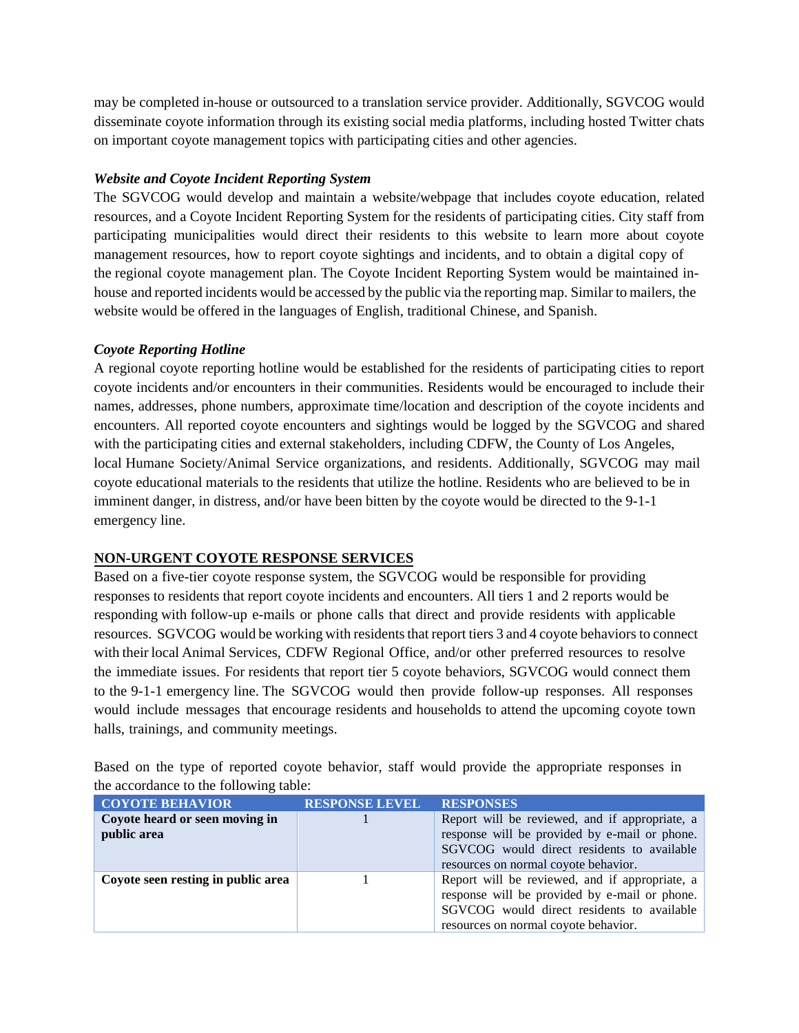may be completed in-house or outsourced to a translation service provider. Additionally, SGVCOG would disseminate coyote information through its existing social media platforms, including hosted Twitter chats on important coyote management topics with participating cities and other agencies.

***Website and Coyote Incident Reporting System***

The SGVCOG would develop and maintain a website/webpage that includes coyote education, related resources, and a Coyote Incident Reporting System for the residents of participating cities. City staff from participating municipalities would direct their residents to this website to learn more about coyote management resources, how to report coyote sightings and incidents, and to obtain a digital copy of the regional coyote management plan. The Coyote Incident Reporting System would be maintained in-house and reported incidents would be accessed by the public via the reporting map. Similar to mailers, the website would be offered in the languages of English, traditional Chinese, and Spanish.

***Coyote Reporting Hotline***

A regional coyote reporting hotline would be established for the residents of participating cities to report coyote incidents and/or encounters in their communities. Residents would be encouraged to include their names, addresses, phone numbers, approximate time/location and description of the coyote incidents and encounters. All reported coyote encounters and sightings would be logged by the SGVCOG and shared with the participating cities and external stakeholders, including CDFW, the County of Los Angeles, local Humane Society/Animal Service organizations, and residents. Additionally, SGVCOG may mail coyote educational materials to the residents that utilize the hotline. Residents who are believed to be in imminent danger, in distress, and/or have been bitten by the coyote would be directed to the 9-1-1 emergency line.

## NON-URGENT COYOTE RESPONSE SERVICES

Based on a five-tier coyote response system, the SGVCOG would be responsible for providing responses to residents that report coyote incidents and encounters. All tiers 1 and 2 reports would be responding with follow-up e-mails or phone calls that direct and provide residents with applicable resources. SGVCOG would be working with residents that report tiers 3 and 4 coyote behaviors to connect with their local Animal Services, CDFW Regional Office, and/or other preferred resources to resolve the immediate issues. For residents that report tier 5 coyote behaviors, SGVCOG would connect them to the 9-1-1 emergency line. The SGVCOG would then provide follow-up responses. All responses would include messages that encourage residents and households to attend the upcoming coyote town halls, trainings, and community meetings.

Based on the type of reported coyote behavior, staff would provide the appropriate responses in the accordance to the following table:

| COYOTE BEHAVIOR | RESPONSE LEVEL | RESPONSES |
|---|---|---|
| **Coyote heard or seen moving in public area** | 1 | Report will be reviewed, and if appropriate, a response will be provided by e-mail or phone. SGVCOG would direct residents to available resources on normal coyote behavior. |
| **Coyote seen resting in public area** | 1 | Report will be reviewed, and if appropriate, a response will be provided by e-mail or phone. SGVCOG would direct residents to available resources on normal coyote behavior. |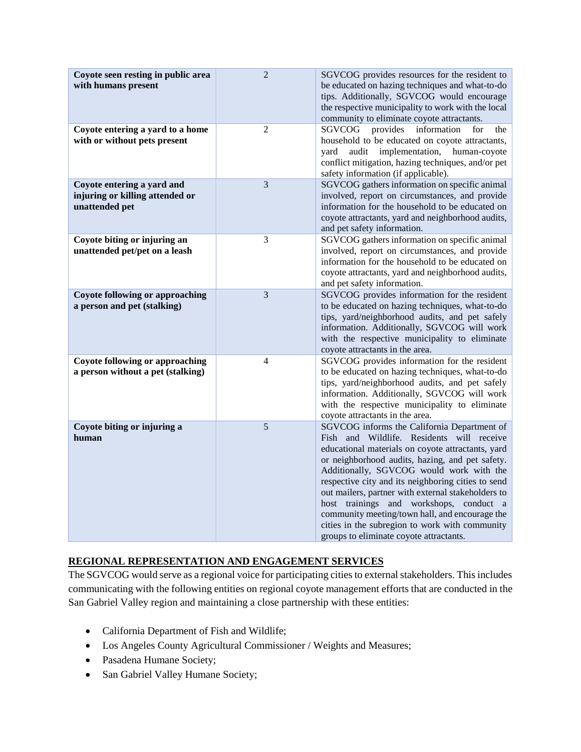| | | |
|---|---|---|
| **Coyote seen resting in public area with humans present** | 2 | SGVCOG provides resources for the resident to be educated on hazing techniques and what-to-do tips. Additionally, SGVCOG would encourage the respective municipality to work with the local community to eliminate coyote attractants. |
| **Coyote entering a yard to a home with or without pets present** | 2 | SGVCOG provides information for the household to be educated on coyote attractants, yard audit implementation, human-coyote conflict mitigation, hazing techniques, and/or pet safety information (if applicable). |
| **Coyote entering a yard and injuring or killing attended or unattended pet** | 3 | SGVCOG gathers information on specific animal involved, report on circumstances, and provide information for the household to be educated on coyote attractants, yard and neighborhood audits, and pet safety information. |
| **Coyote biting or injuring an unattended pet/pet on a leash** | 3 | SGVCOG gathers information on specific animal involved, report on circumstances, and provide information for the household to be educated on coyote attractants, yard and neighborhood audits, and pet safety information. |
| **Coyote following or approaching a person and pet (stalking)** | 3 | SGVCOG provides information for the resident to be educated on hazing techniques, what-to-do tips, yard/neighborhood audits, and pet safely information. Additionally, SGVCOG will work with the respective municipality to eliminate coyote attractants in the area. |
| **Coyote following or approaching a person without a pet (stalking)** | 4 | SGVCOG provides information for the resident to be educated on hazing techniques, what-to-do tips, yard/neighborhood audits, and pet safely information. Additionally, SGVCOG will work with the respective municipality to eliminate coyote attractants in the area. |
| **Coyote biting or injuring a human** | 5 | SGVCOG informs the California Department of Fish and Wildlife. Residents will receive educational materials on coyote attractants, yard or neighborhood audits, hazing, and pet safety. Additionally, SGVCOG would work with the respective city and its neighboring cities to send out mailers, partner with external stakeholders to host trainings and workshops, conduct a community meeting/town hall, and encourage the cities in the subregion to work with community groups to eliminate coyote attractants. |

## REGIONAL REPRESENTATION AND ENGAGEMENT SERVICES

The SGVCOG would serve as a regional voice for participating cities to external stakeholders. This includes communicating with the following entities on regional coyote management efforts that are conducted in the San Gabriel Valley region and maintaining a close partnership with these entities:

- California Department of Fish and Wildlife;
- Los Angeles County Agricultural Commissioner / Weights and Measures;
- Pasadena Humane Society;
- San Gabriel Valley Humane Society;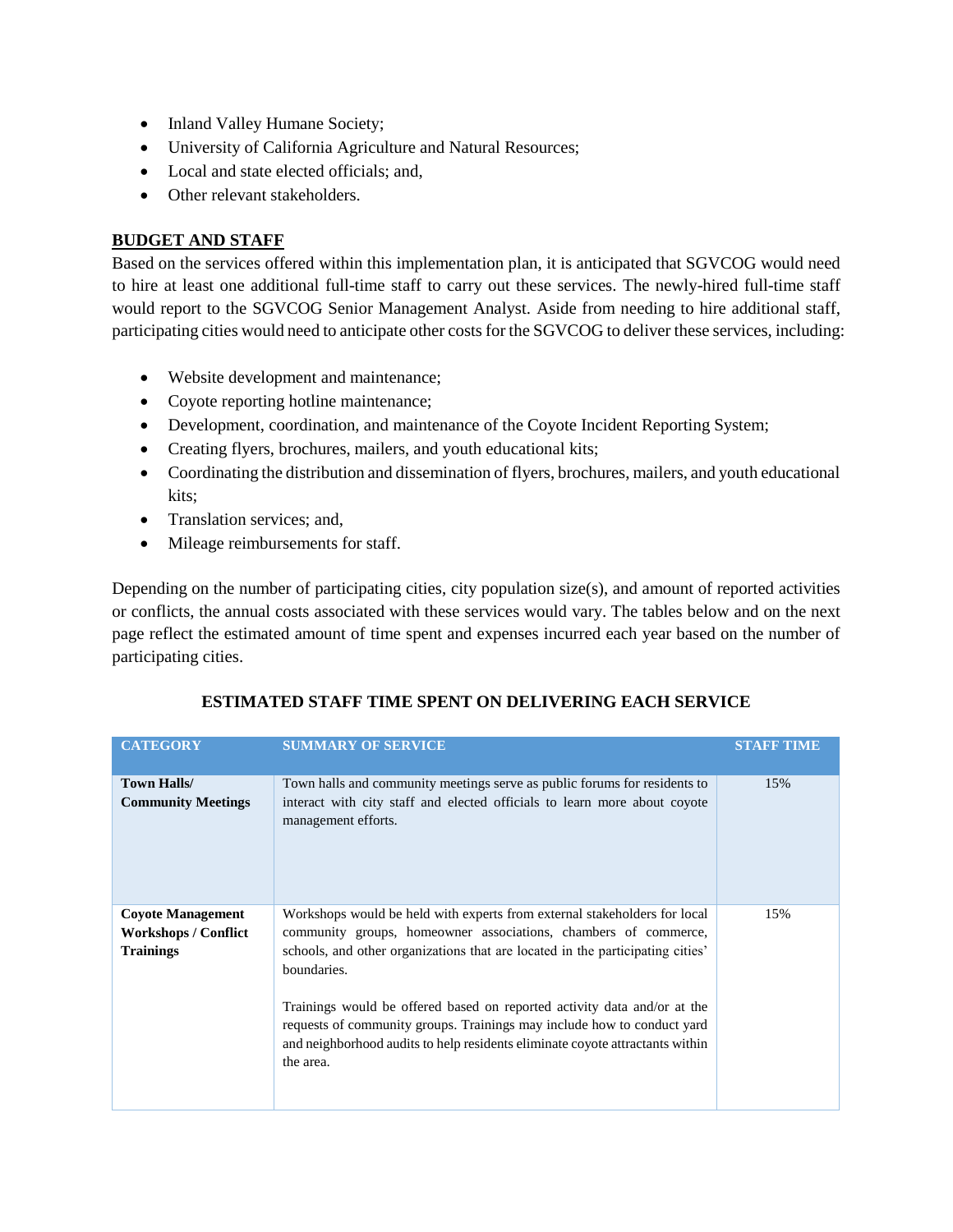- Inland Valley Humane Society;
- University of California Agriculture and Natural Resources;
- Local and state elected officials; and,
- Other relevant stakeholders.

## BUDGET AND STAFF

Based on the services offered within this implementation plan, it is anticipated that SGVCOG would need to hire at least one additional full-time staff to carry out these services. The newly-hired full-time staff would report to the SGVCOG Senior Management Analyst. Aside from needing to hire additional staff, participating cities would need to anticipate other costs for the SGVCOG to deliver these services, including:

- Website development and maintenance;
- Coyote reporting hotline maintenance;
- Development, coordination, and maintenance of the Coyote Incident Reporting System;
- Creating flyers, brochures, mailers, and youth educational kits;
- Coordinating the distribution and dissemination of flyers, brochures, mailers, and youth educational kits;
- Translation services; and,
- Mileage reimbursements for staff.

Depending on the number of participating cities, city population size(s), and amount of reported activities or conflicts, the annual costs associated with these services would vary. The tables below and on the next page reflect the estimated amount of time spent and expenses incurred each year based on the number of participating cities.

### ESTIMATED STAFF TIME SPENT ON DELIVERING EACH SERVICE

| CATEGORY | SUMMARY OF SERVICE | STAFF TIME |
|---|---|---|
| **Town Halls/ Community Meetings** | Town halls and community meetings serve as public forums for residents to interact with city staff and elected officials to learn more about coyote management efforts. | 15% |
| **Coyote Management Workshops / Conflict Trainings** | Workshops would be held with experts from external stakeholders for local community groups, homeowner associations, chambers of commerce, schools, and other organizations that are located in the participating cities' boundaries.<br><br>Trainings would be offered based on reported activity data and/or at the requests of community groups. Trainings may include how to conduct yard and neighborhood audits to help residents eliminate coyote attractants within the area. | 15% |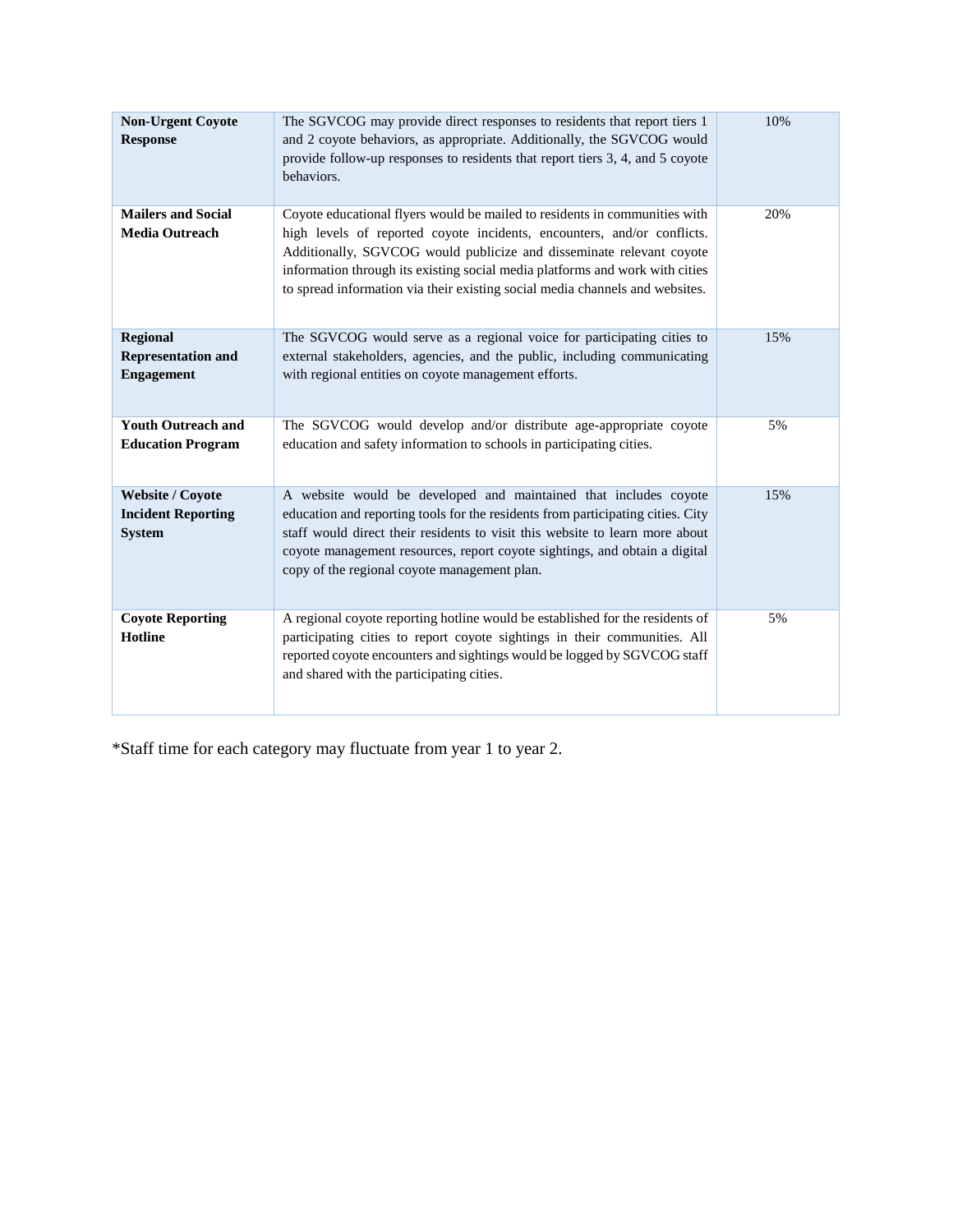| | | |
|---|---|---|
| **Non-Urgent Coyote Response** | The SGVCOG may provide direct responses to residents that report tiers 1 and 2 coyote behaviors, as appropriate. Additionally, the SGVCOG would provide follow-up responses to residents that report tiers 3, 4, and 5 coyote behaviors. | 10% |
| **Mailers and Social Media Outreach** | Coyote educational flyers would be mailed to residents in communities with high levels of reported coyote incidents, encounters, and/or conflicts. Additionally, SGVCOG would publicize and disseminate relevant coyote information through its existing social media platforms and work with cities to spread information via their existing social media channels and websites. | 20% |
| **Regional Representation and Engagement** | The SGVCOG would serve as a regional voice for participating cities to external stakeholders, agencies, and the public, including communicating with regional entities on coyote management efforts. | 15% |
| **Youth Outreach and Education Program** | The SGVCOG would develop and/or distribute age-appropriate coyote education and safety information to schools in participating cities. | 5% |
| **Website / Coyote Incident Reporting System** | A website would be developed and maintained that includes coyote education and reporting tools for the residents from participating cities. City staff would direct their residents to visit this website to learn more about coyote management resources, report coyote sightings, and obtain a digital copy of the regional coyote management plan. | 15% |
| **Coyote Reporting Hotline** | A regional coyote reporting hotline would be established for the residents of participating cities to report coyote sightings in their communities. All reported coyote encounters and sightings would be logged by SGVCOG staff and shared with the participating cities. | 5% |

*Staff time for each category may fluctuate from year 1 to year 2.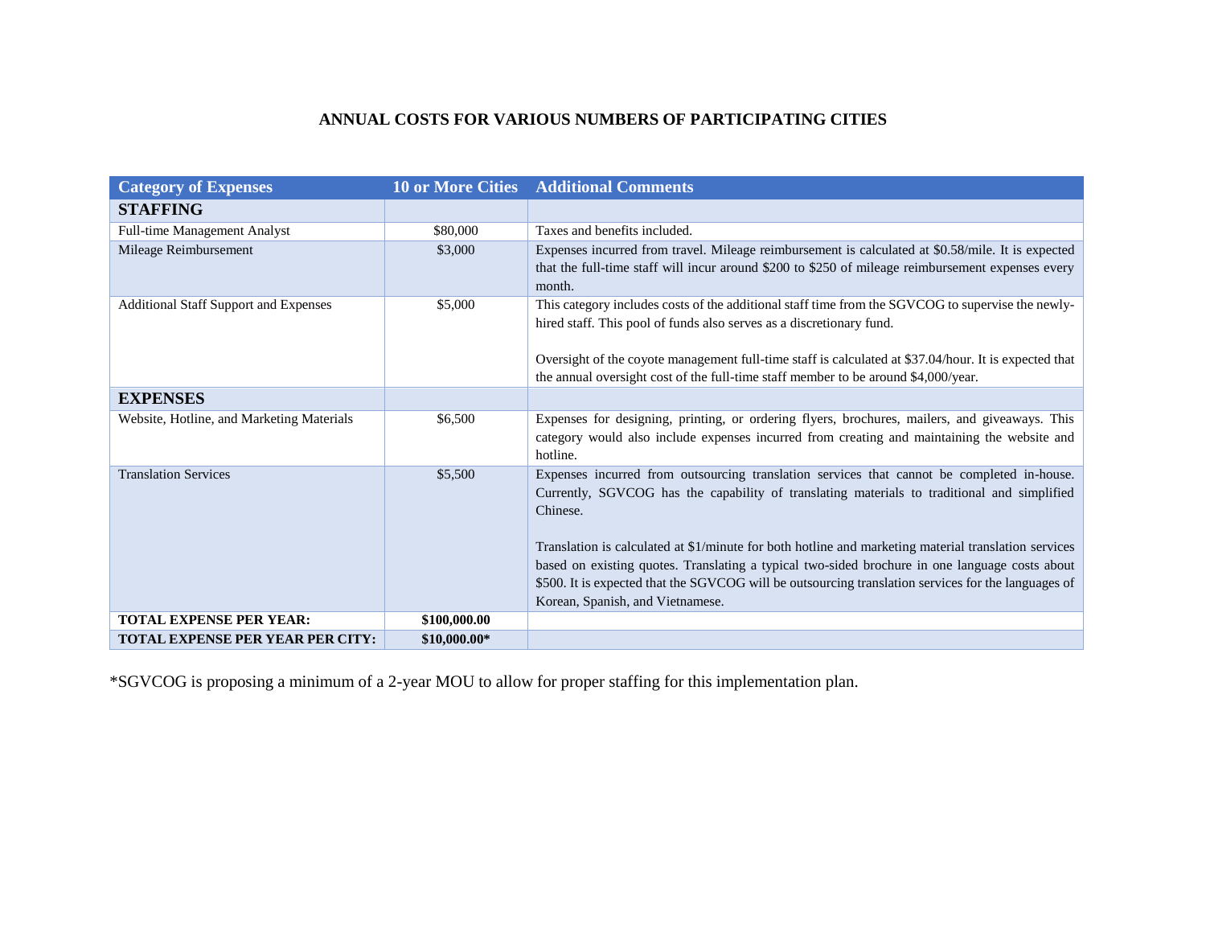## ANNUAL COSTS FOR VARIOUS NUMBERS OF PARTICIPATING CITIES

| Category of Expenses | 10 or More Cities | Additional Comments |
|---|---|---|
| **STAFFING** | | |
| Full-time Management Analyst | $80,000 | Taxes and benefits included. |
| Mileage Reimbursement | $3,000 | Expenses incurred from travel. Mileage reimbursement is calculated at $0.58/mile. It is expected that the full-time staff will incur around $200 to $250 of mileage reimbursement expenses every month. |
| Additional Staff Support and Expenses | $5,000 | This category includes costs of the additional staff time from the SGVCOG to supervise the newly-hired staff. This pool of funds also serves as a discretionary fund.<br><br>Oversight of the coyote management full-time staff is calculated at $37.04/hour. It is expected that the annual oversight cost of the full-time staff member to be around $4,000/year. |
| **EXPENSES** | | |
| Website, Hotline, and Marketing Materials | $6,500 | Expenses for designing, printing, or ordering flyers, brochures, mailers, and giveaways. This category would also include expenses incurred from creating and maintaining the website and hotline. |
| Translation Services | $5,500 | Expenses incurred from outsourcing translation services that cannot be completed in-house. Currently, SGVCOG has the capability of translating materials to traditional and simplified Chinese.<br><br>Translation is calculated at $1/minute for both hotline and marketing material translation services based on existing quotes. Translating a typical two-sided brochure in one language costs about $500. It is expected that the SGVCOG will be outsourcing translation services for the languages of Korean, Spanish, and Vietnamese. |
| **TOTAL EXPENSE PER YEAR:** | **$100,000.00** | |
| **TOTAL EXPENSE PER YEAR PER CITY:** | **$10,000.00*** | |

*SGVCOG is proposing a minimum of a 2-year MOU to allow for proper staffing for this implementation plan.